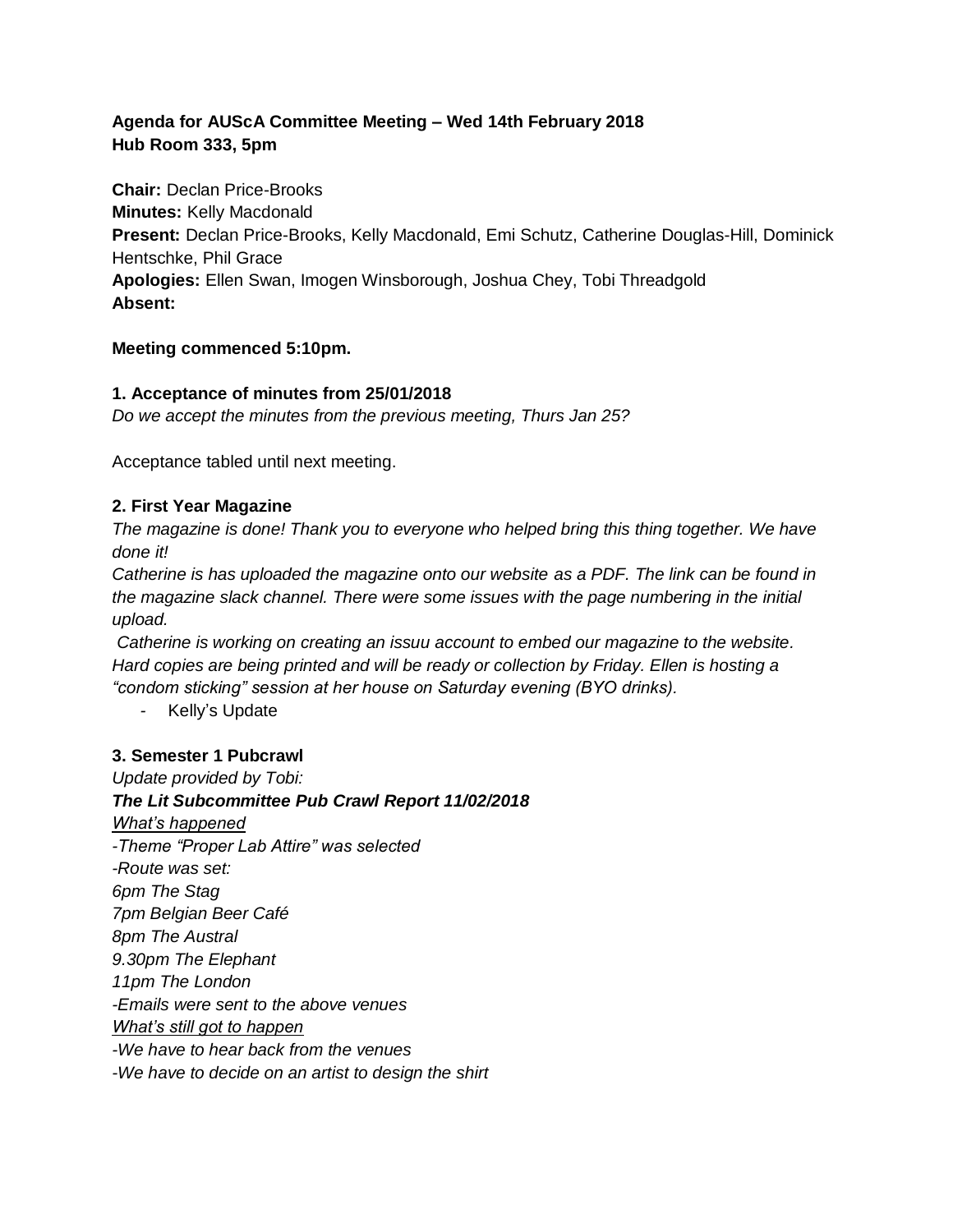**Agenda for AUScA Committee Meeting – Wed 14th February 2018**
**Hub Room 333, 5pm**

**Chair:** Declan Price-Brooks
**Minutes:** Kelly Macdonald
**Present:** Declan Price-Brooks, Kelly Macdonald, Emi Schutz, Catherine Douglas-Hill, Dominick Hentschke, Phil Grace
**Apologies:** Ellen Swan, Imogen Winsborough, Joshua Chey, Tobi Threadgold
**Absent:**

**Meeting commenced 5:10pm.**

**1. Acceptance of minutes from 25/01/2018**

*Do we accept the minutes from the previous meeting, Thurs Jan 25?*

Acceptance tabled until next meeting.

**2. First Year Magazine**

*The magazine is done! Thank you to everyone who helped bring this thing together. We have done it!*

*Catherine is has uploaded the magazine onto our website as a PDF. The link can be found in the magazine slack channel. There were some issues with the page numbering in the initial upload.*

*Catherine is working on creating an issuu account to embed our magazine to the website. Hard copies are being printed and will be ready or collection by Friday. Ellen is hosting a "condom sticking" session at her house on Saturday evening (BYO drinks).*

- Kelly's Update

**3. Semester 1 Pubcrawl**

*Update provided by Tobi:*

***The Lit Subcommittee Pub Crawl Report 11/02/2018***

*What's happened*

*-Theme "Proper Lab Attire" was selected*
*-Route was set:*
*6pm The Stag*
*7pm Belgian Beer Café*
*8pm The Austral*
*9.30pm The Elephant*
*11pm The London*
*-Emails were sent to the above venues*

*What's still got to happen*

*-We have to hear back from the venues*
*-We have to decide on an artist to design the shirt*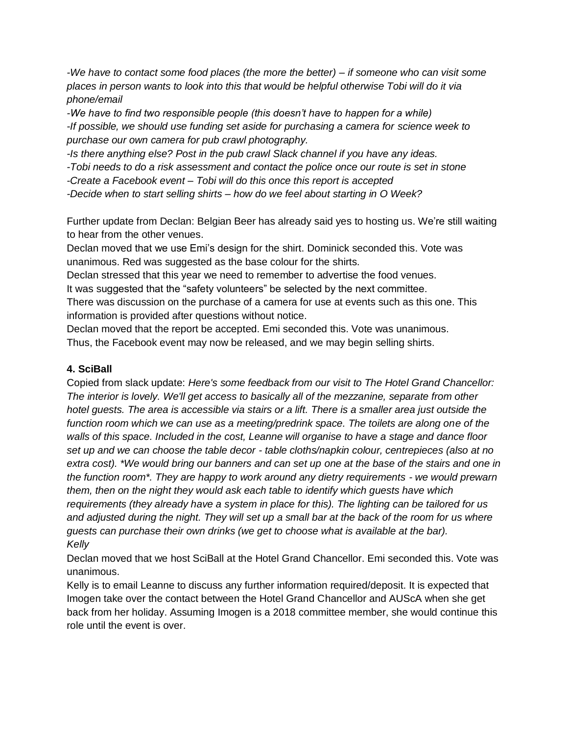*-We have to contact some food places (the more the better) – if someone who can visit some places in person wants to look into this that would be helpful otherwise Tobi will do it via phone/email*

*-We have to find two responsible people (this doesn't have to happen for a while)*

*-If possible, we should use funding set aside for purchasing a camera for science week to purchase our own camera for pub crawl photography.*

*-Is there anything else? Post in the pub crawl Slack channel if you have any ideas.*

*-Tobi needs to do a risk assessment and contact the police once our route is set in stone*

*-Create a Facebook event – Tobi will do this once this report is accepted*

*-Decide when to start selling shirts – how do we feel about starting in O Week?*

Further update from Declan: Belgian Beer has already said yes to hosting us. We're still waiting to hear from the other venues.

Declan moved that we use Emi's design for the shirt. Dominick seconded this. Vote was unanimous. Red was suggested as the base colour for the shirts.

Declan stressed that this year we need to remember to advertise the food venues.

It was suggested that the "safety volunteers" be selected by the next committee.

There was discussion on the purchase of a camera for use at events such as this one. This information is provided after questions without notice.

Declan moved that the report be accepted. Emi seconded this. Vote was unanimous.

Thus, the Facebook event may now be released, and we may begin selling shirts.

**4. SciBall**

Copied from slack update: *Here's some feedback from our visit to The Hotel Grand Chancellor: The interior is lovely. We'll get access to basically all of the mezzanine, separate from other hotel guests. The area is accessible via stairs or a lift. There is a smaller area just outside the function room which we can use as a meeting/predrink space. The toilets are along one of the walls of this space. Included in the cost, Leanne will organise to have a stage and dance floor set up and we can choose the table decor - table cloths/napkin colour, centrepieces (also at no extra cost). *We would bring our banners and can set up one at the base of the stairs and one in the function room*. They are happy to work around any dietry requirements - we would prewarn them, then on the night they would ask each table to identify which guests have which requirements (they already have a system in place for this). The lighting can be tailored for us and adjusted during the night. They will set up a small bar at the back of the room for us where guests can purchase their own drinks (we get to choose what is available at the bar).*
*Kelly*

Declan moved that we host SciBall at the Hotel Grand Chancellor. Emi seconded this. Vote was unanimous.

Kelly is to email Leanne to discuss any further information required/deposit. It is expected that Imogen take over the contact between the Hotel Grand Chancellor and AUScA when she get back from her holiday. Assuming Imogen is a 2018 committee member, she would continue this role until the event is over.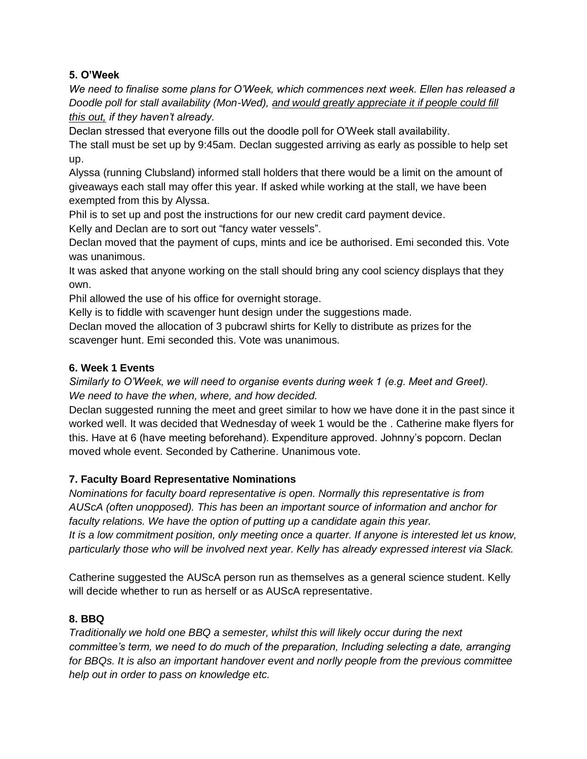**5. O'Week**

*We need to finalise some plans for O'Week, which commences next week. Ellen has released a Doodle poll for stall availability (Mon-Wed), <u>and would greatly appreciate it if people could fill this out,</u> if they haven't already.*

Declan stressed that everyone fills out the doodle poll for O'Week stall availability.

The stall must be set up by 9:45am. Declan suggested arriving as early as possible to help set up.

Alyssa (running Clubsland) informed stall holders that there would be a limit on the amount of giveaways each stall may offer this year. If asked while working at the stall, we have been exempted from this by Alyssa.

Phil is to set up and post the instructions for our new credit card payment device.

Kelly and Declan are to sort out "fancy water vessels".

Declan moved that the payment of cups, mints and ice be authorised. Emi seconded this. Vote was unanimous.

It was asked that anyone working on the stall should bring any cool sciency displays that they own.

Phil allowed the use of his office for overnight storage.

Kelly is to fiddle with scavenger hunt design under the suggestions made.

Declan moved the allocation of 3 pubcrawl shirts for Kelly to distribute as prizes for the scavenger hunt. Emi seconded this. Vote was unanimous.

**6. Week 1 Events**

*Similarly to O'Week, we will need to organise events during week 1 (e.g. Meet and Greet). We need to have the when, where, and how decided.*

Declan suggested running the meet and greet similar to how we have done it in the past since it worked well. It was decided that Wednesday of week 1 would be the . Catherine make flyers for this. Have at 6 (have meeting beforehand). Expenditure approved. Johnny's popcorn. Declan moved whole event. Seconded by Catherine. Unanimous vote.

**7. Faculty Board Representative Nominations**

*Nominations for faculty board representative is open. Normally this representative is from AUScA (often unopposed). This has been an important source of information and anchor for faculty relations. We have the option of putting up a candidate again this year.*
*It is a low commitment position, only meeting once a quarter. If anyone is interested let us know, particularly those who will be involved next year. Kelly has already expressed interest via Slack.*

Catherine suggested the AUScA person run as themselves as a general science student. Kelly will decide whether to run as herself or as AUScA representative.

**8. BBQ**

*Traditionally we hold one BBQ a semester, whilst this will likely occur during the next committee's term, we need to do much of the preparation, Including selecting a date, arranging for BBQs. It is also an important handover event and norlly people from the previous committee help out in order to pass on knowledge etc.*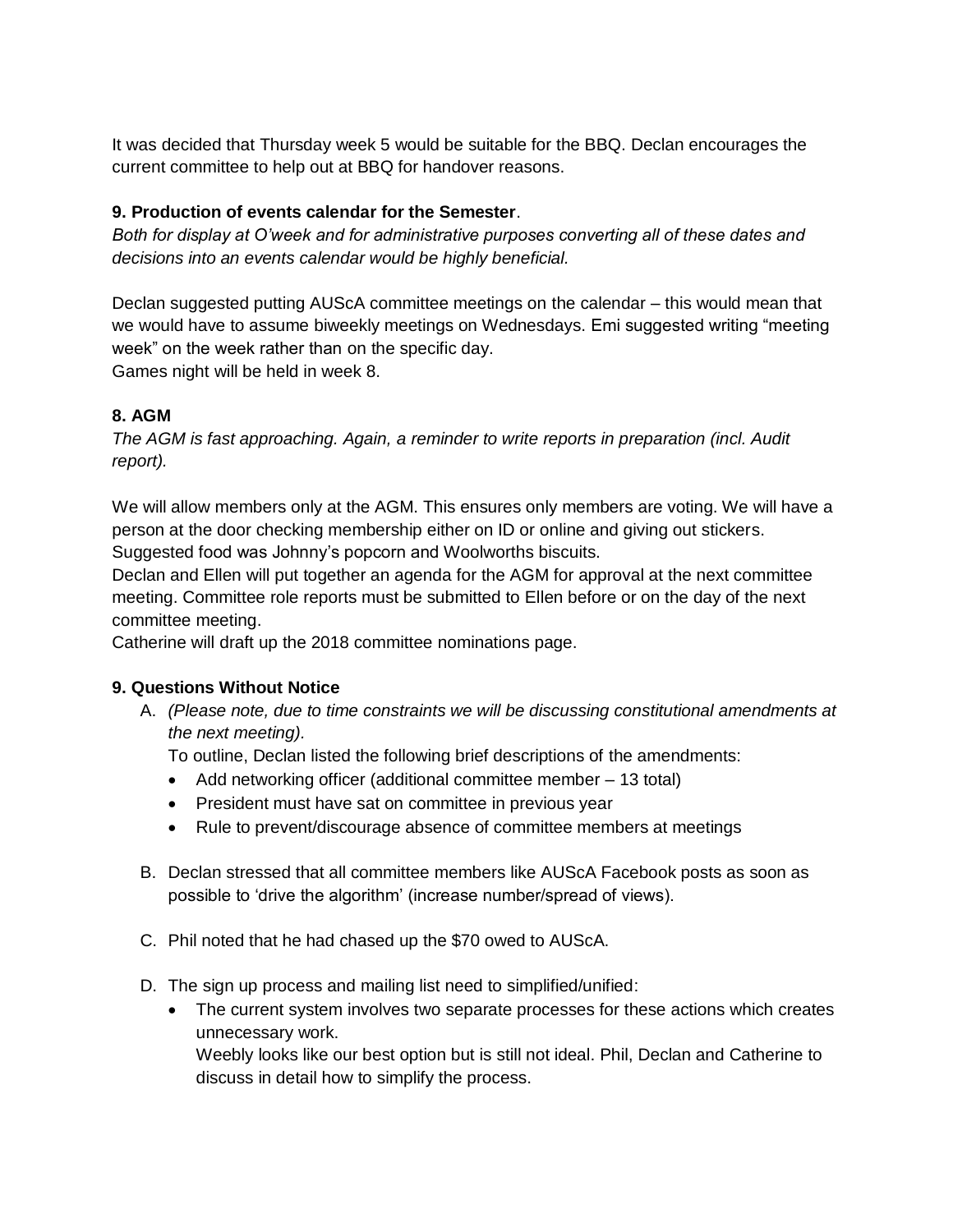It was decided that Thursday week 5 would be suitable for the BBQ. Declan encourages the current committee to help out at BBQ for handover reasons.

**9. Production of events calendar for the Semester**.

*Both for display at O'week and for administrative purposes converting all of these dates and decisions into an events calendar would be highly beneficial.*

Declan suggested putting AUScA committee meetings on the calendar – this would mean that we would have to assume biweekly meetings on Wednesdays. Emi suggested writing "meeting week" on the week rather than on the specific day.
Games night will be held in week 8.

**8. AGM**

*The AGM is fast approaching. Again, a reminder to write reports in preparation (incl. Audit report).*

We will allow members only at the AGM. This ensures only members are voting. We will have a person at the door checking membership either on ID or online and giving out stickers.
Suggested food was Johnny's popcorn and Woolworths biscuits.
Declan and Ellen will put together an agenda for the AGM for approval at the next committee meeting. Committee role reports must be submitted to Ellen before or on the day of the next committee meeting.
Catherine will draft up the 2018 committee nominations page.

**9. Questions Without Notice**

A. *(Please note, due to time constraints we will be discussing constitutional amendments at the next meeting).*
   To outline, Declan listed the following brief descriptions of the amendments:
   - Add networking officer (additional committee member – 13 total)
   - President must have sat on committee in previous year
   - Rule to prevent/discourage absence of committee members at meetings

B. Declan stressed that all committee members like AUScA Facebook posts as soon as possible to 'drive the algorithm' (increase number/spread of views).

C. Phil noted that he had chased up the $70 owed to AUScA.

D. The sign up process and mailing list need to simplified/unified:
   - The current system involves two separate processes for these actions which creates unnecessary work.
     Weebly looks like our best option but is still not ideal. Phil, Declan and Catherine to discuss in detail how to simplify the process.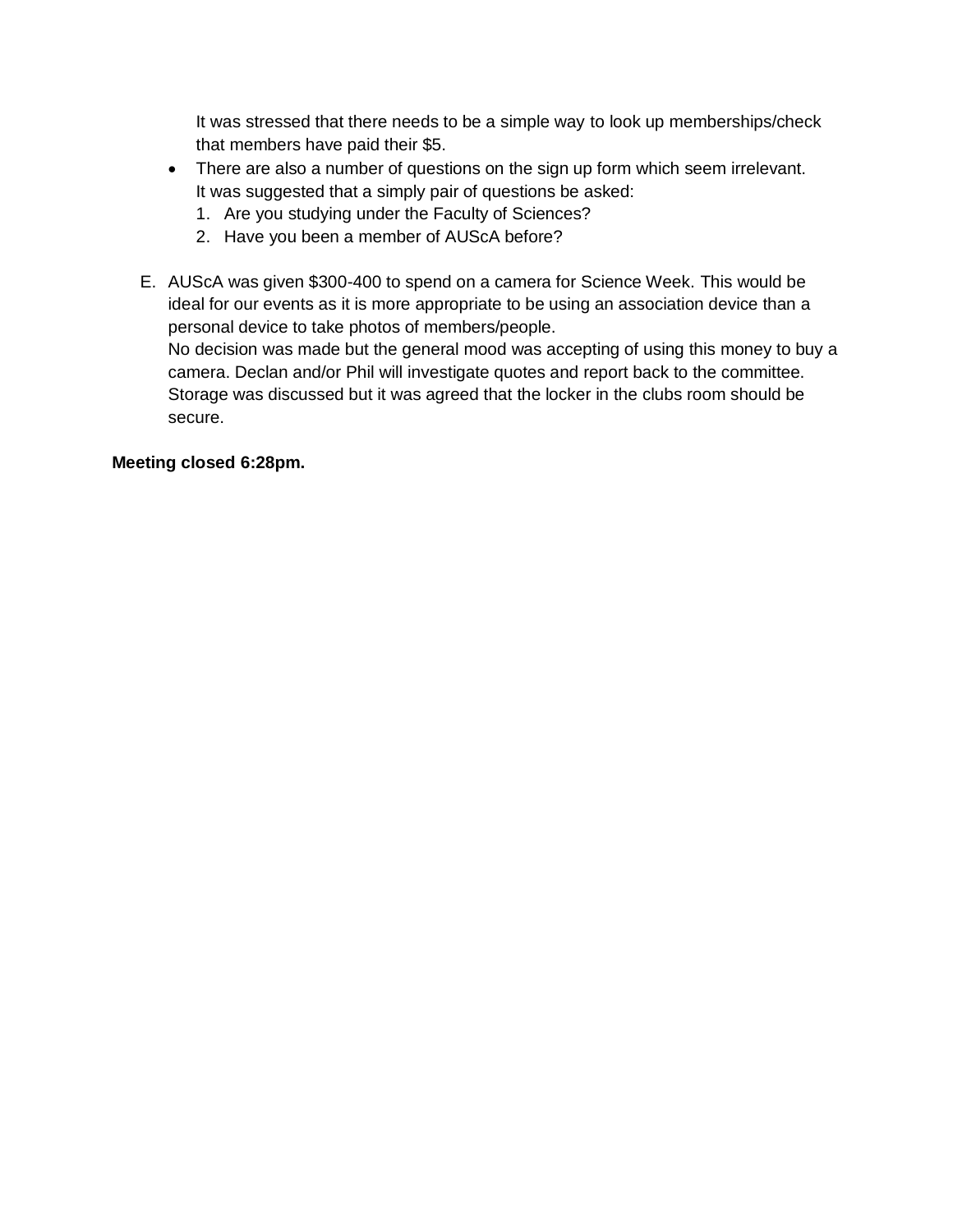It was stressed that there needs to be a simple way to look up memberships/check that members have paid their $5.

- There are also a number of questions on the sign up form which seem irrelevant. It was suggested that a simply pair of questions be asked:
  1. Are you studying under the Faculty of Sciences?
  2. Have you been a member of AUScA before?

E. AUScA was given $300-400 to spend on a camera for Science Week. This would be ideal for our events as it is more appropriate to be using an association device than a personal device to take photos of members/people.
No decision was made but the general mood was accepting of using this money to buy a camera. Declan and/or Phil will investigate quotes and report back to the committee.
Storage was discussed but it was agreed that the locker in the clubs room should be secure.

**Meeting closed 6:28pm.**